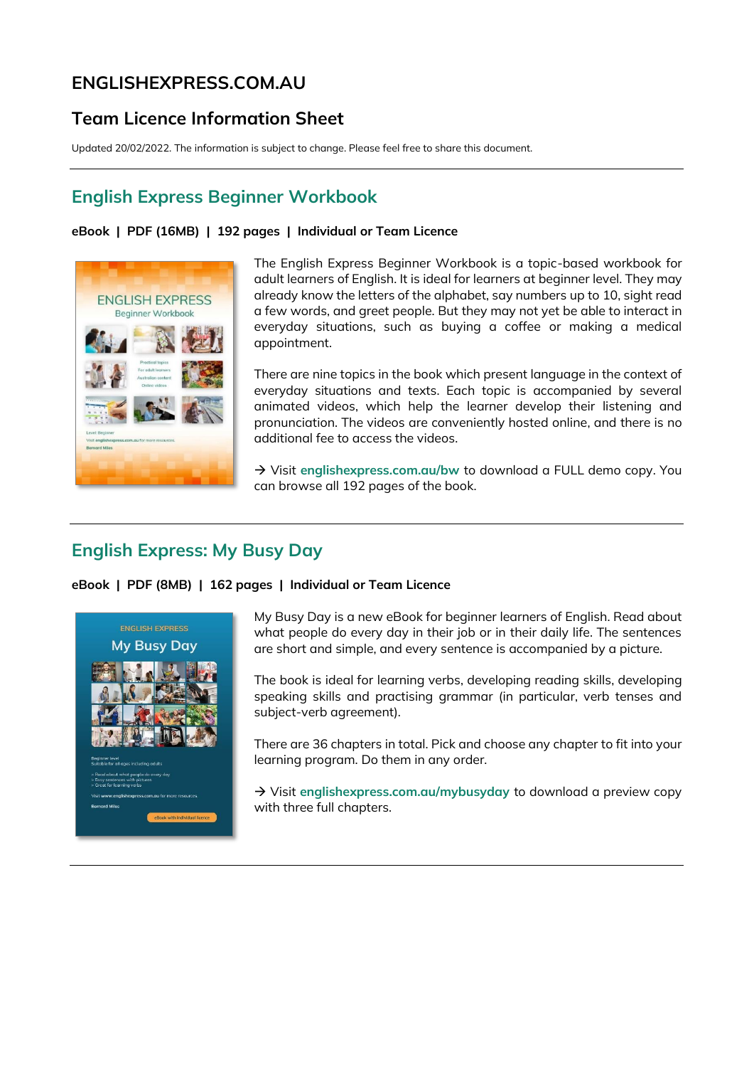# ENGLISHEXPRESS.COM.AU

## Team Licence Information Sheet

Updated 20/02/2022. The information is subject to change. Please feel free to share this document.

---

## English Express Beginner Workbook

**eBook | PDF (16MB) | 192 pages | Individual or Team Licence**

The English Express Beginner Workbook is a topic-based workbook for adult learners of English. It is ideal for learners at beginner level. They may already know the letters of the alphabet, say numbers up to 10, sight read a few words, and greet people. But they may not yet be able to interact in everyday situations, such as buying a coffee or making a medical appointment.

There are nine topics in the book which present language in the context of everyday situations and texts. Each topic is accompanied by several animated videos, which help the learner develop their listening and pronunciation. The videos are conveniently hosted online, and there is no additional fee to access the videos.

→ Visit englishexpress.com.au/bw to download a FULL demo copy. You can browse all 192 pages of the book.

---

## English Express: My Busy Day

**eBook | PDF (8MB) | 162 pages | Individual or Team Licence**

My Busy Day is a new eBook for beginner learners of English. Read about what people do every day in their job or in their daily life. The sentences are short and simple, and every sentence is accompanied by a picture.

The book is ideal for learning verbs, developing reading skills, developing speaking skills and practising grammar (in particular, verb tenses and subject-verb agreement).

There are 36 chapters in total. Pick and choose any chapter to fit into your learning program. Do them in any order.

→ Visit englishexpress.com.au/mybusyday to download a preview copy with three full chapters.

---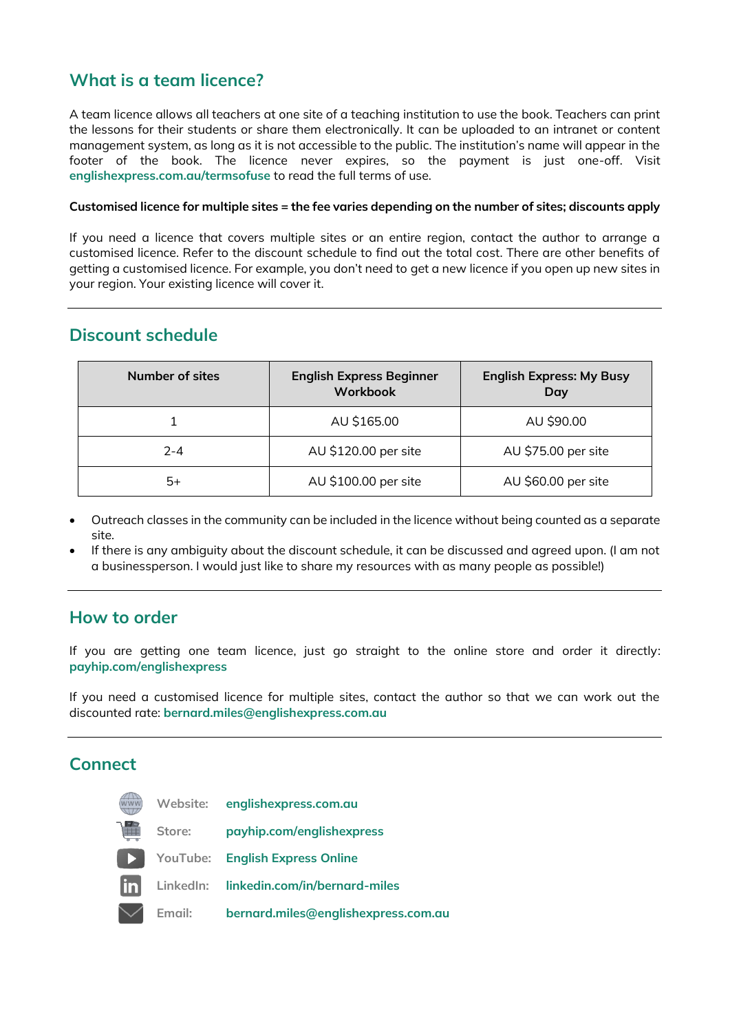## What is a team licence?

A team licence allows all teachers at one site of a teaching institution to use the book. Teachers can print the lessons for their students or share them electronically. It can be uploaded to an intranet or content management system, as long as it is not accessible to the public. The institution's name will appear in the footer of the book. The licence never expires, so the payment is just one-off. Visit englishexpress.com.au/termsofuse to read the full terms of use.

**Customised licence for multiple sites = the fee varies depending on the number of sites; discounts apply**

If you need a licence that covers multiple sites or an entire region, contact the author to arrange a customised licence. Refer to the discount schedule to find out the total cost. There are other benefits of getting a customised licence. For example, you don't need to get a new licence if you open up new sites in your region. Your existing licence will cover it.

---

## Discount schedule

| Number of sites | English Express Beginner Workbook | English Express: My Busy Day |
|---|---|---|
| 1 | AU $165.00 | AU $90.00 |
| 2-4 | AU $120.00 per site | AU $75.00 per site |
| 5+ | AU $100.00 per site | AU $60.00 per site |

- Outreach classes in the community can be included in the licence without being counted as a separate site.
- If there is any ambiguity about the discount schedule, it can be discussed and agreed upon. (I am not a businessperson. I would just like to share my resources with as many people as possible!)

---

## How to order

If you are getting one team licence, just go straight to the online store and order it directly: payhip.com/englishexpress

If you need a customised licence for multiple sites, contact the author so that we can work out the discounted rate: bernard.miles@englishexpress.com.au

---

## Connect

- Website: englishexpress.com.au
- Store: payhip.com/englishexpress
- YouTube: English Express Online
- LinkedIn: linkedin.com/in/bernard-miles
- Email: bernard.miles@englishexpress.com.au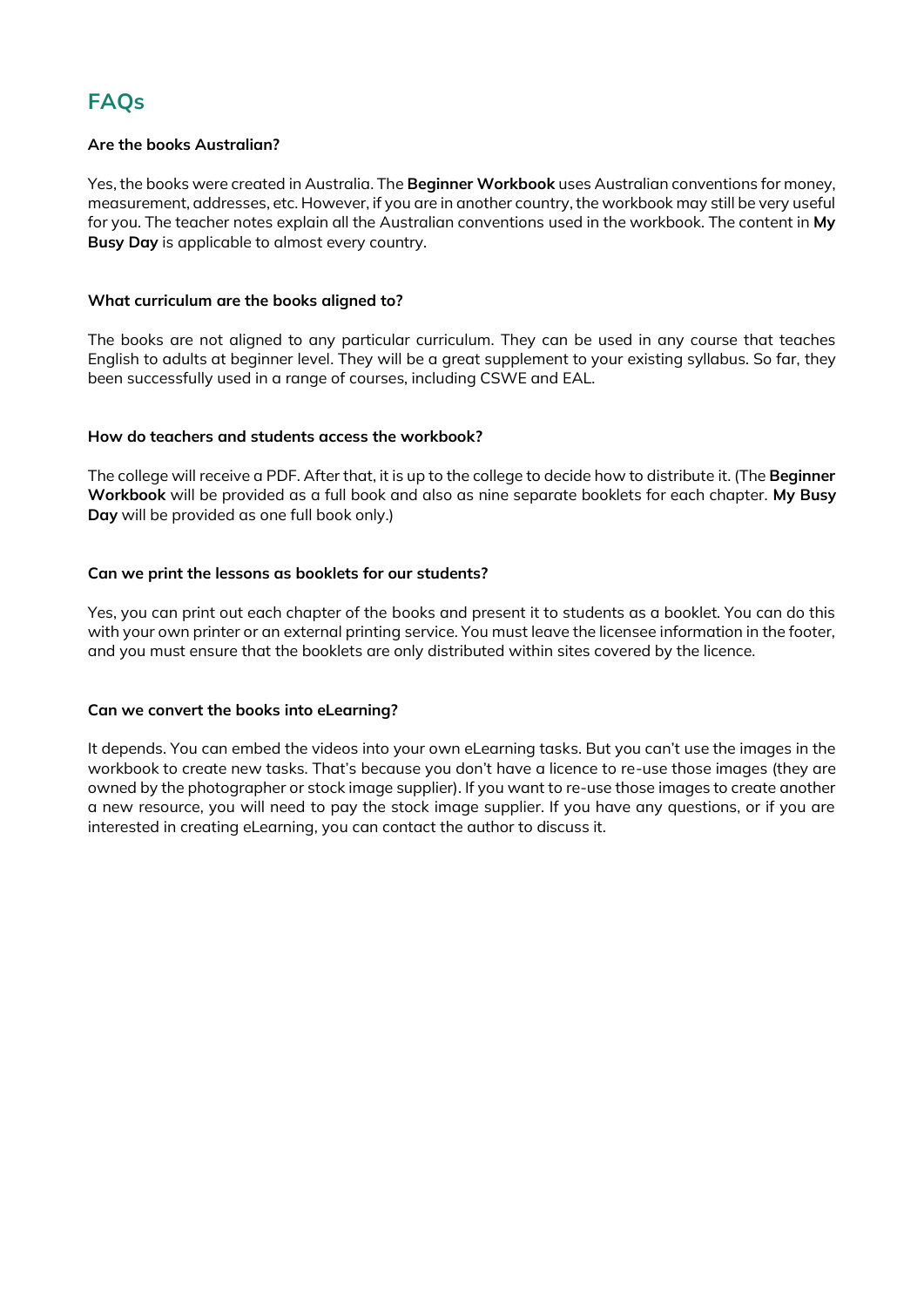## FAQs

**Are the books Australian?**

Yes, the books were created in Australia. The **Beginner Workbook** uses Australian conventions for money, measurement, addresses, etc. However, if you are in another country, the workbook may still be very useful for you. The teacher notes explain all the Australian conventions used in the workbook. The content in **My Busy Day** is applicable to almost every country.

**What curriculum are the books aligned to?**

The books are not aligned to any particular curriculum. They can be used in any course that teaches English to adults at beginner level. They will be a great supplement to your existing syllabus. So far, they been successfully used in a range of courses, including CSWE and EAL.

**How do teachers and students access the workbook?**

The college will receive a PDF. After that, it is up to the college to decide how to distribute it. (The **Beginner Workbook** will be provided as a full book and also as nine separate booklets for each chapter. **My Busy Day** will be provided as one full book only.)

**Can we print the lessons as booklets for our students?**

Yes, you can print out each chapter of the books and present it to students as a booklet. You can do this with your own printer or an external printing service. You must leave the licensee information in the footer, and you must ensure that the booklets are only distributed within sites covered by the licence.

**Can we convert the books into eLearning?**

It depends. You can embed the videos into your own eLearning tasks. But you can't use the images in the workbook to create new tasks. That's because you don't have a licence to re-use those images (they are owned by the photographer or stock image supplier). If you want to re-use those images to create another a new resource, you will need to pay the stock image supplier. If you have any questions, or if you are interested in creating eLearning, you can contact the author to discuss it.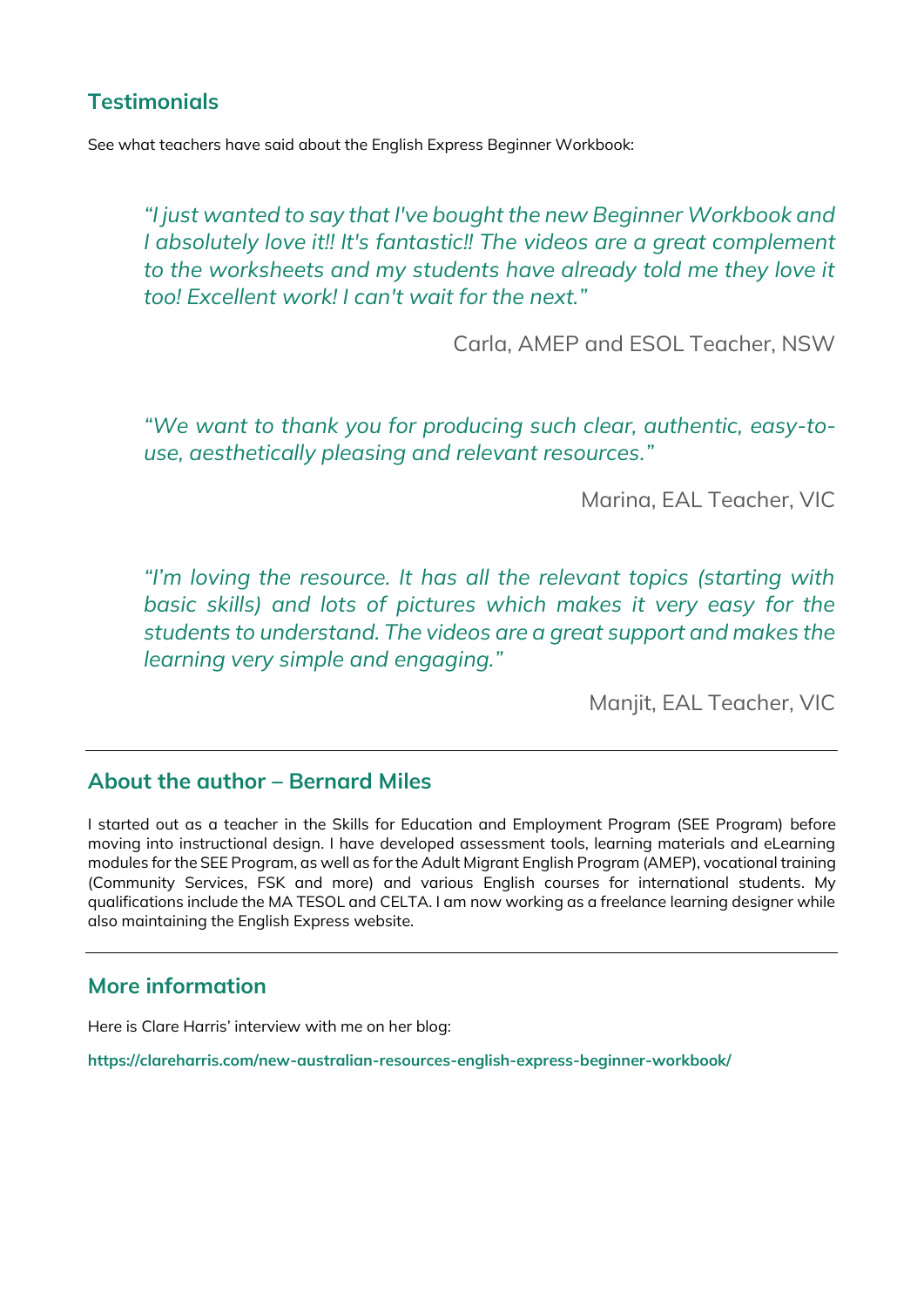## Testimonials

See what teachers have said about the English Express Beginner Workbook:

> *"I just wanted to say that I've bought the new Beginner Workbook and I absolutely love it!! It's fantastic!! The videos are a great complement to the worksheets and my students have already told me they love it too! Excellent work! I can't wait for the next."*
>
> Carla, AMEP and ESOL Teacher, NSW

> *"We want to thank you for producing such clear, authentic, easy-to-use, aesthetically pleasing and relevant resources."*
>
> Marina, EAL Teacher, VIC

> *"I'm loving the resource. It has all the relevant topics (starting with basic skills) and lots of pictures which makes it very easy for the students to understand. The videos are a great support and makes the learning very simple and engaging."*
>
> Manjit, EAL Teacher, VIC

---

## About the author – Bernard Miles

I started out as a teacher in the Skills for Education and Employment Program (SEE Program) before moving into instructional design. I have developed assessment tools, learning materials and eLearning modules for the SEE Program, as well as for the Adult Migrant English Program (AMEP), vocational training (Community Services, FSK and more) and various English courses for international students. My qualifications include the MA TESOL and CELTA. I am now working as a freelance learning designer while also maintaining the English Express website.

---

## More information

Here is Clare Harris' interview with me on her blog:

**https://clareharris.com/new-australian-resources-english-express-beginner-workbook/**